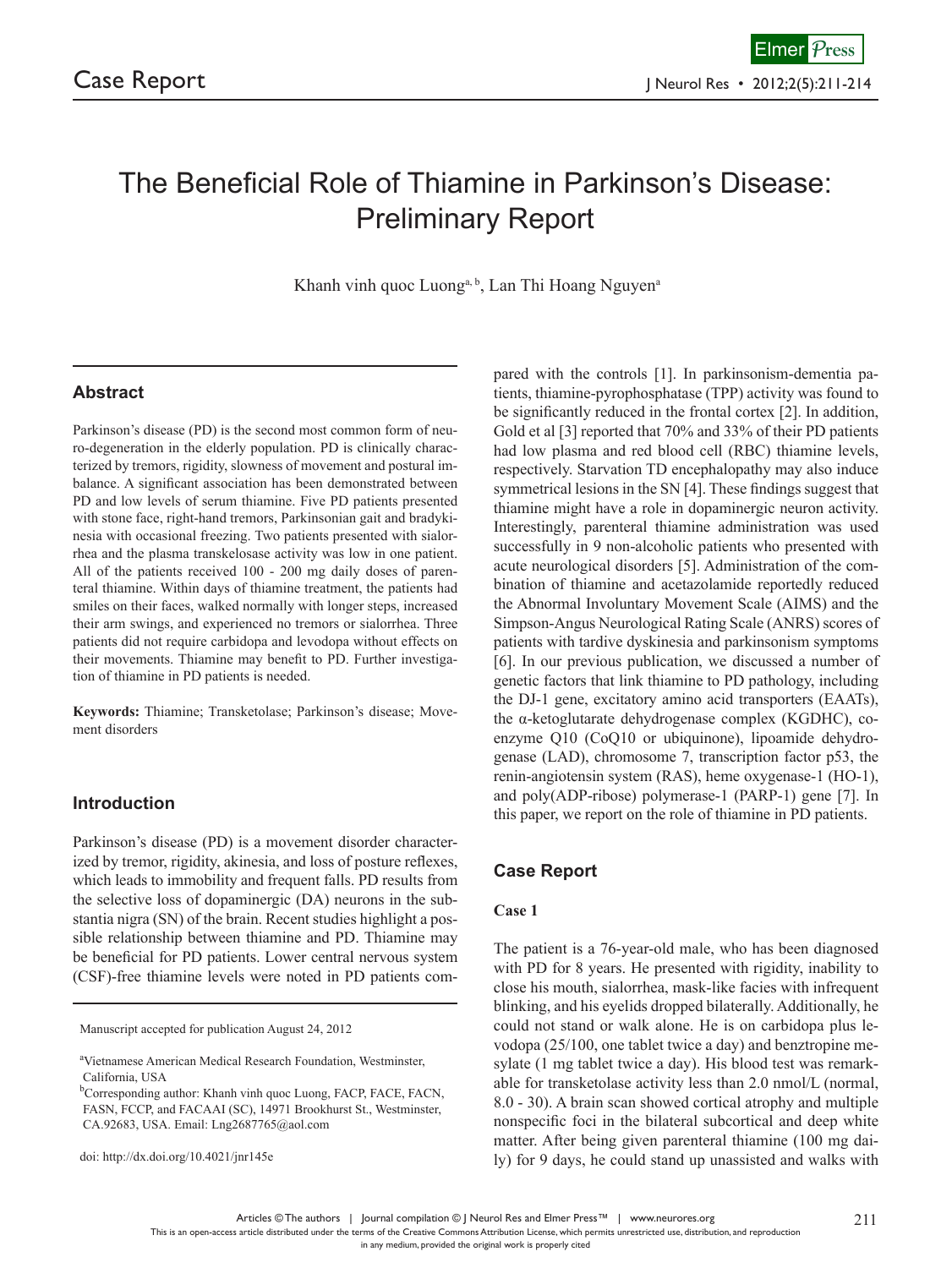Case Report

# The Beneficial Role of Thiamine in Parkinson's Disease: Preliminary Report

Khanh vinh quoc Luong[a, b], Lan Thi Hoang Nguyen[a]

## Abstract

Parkinson's disease (PD) is the second most common form of neuro-degeneration in the elderly population. PD is clinically characterized by tremors, rigidity, slowness of movement and postural imbalance. A significant association has been demonstrated between PD and low levels of serum thiamine. Five PD patients presented with stone face, right-hand tremors, Parkinsonian gait and bradykinesia with occasional freezing. Two patients presented with sialorrhea and the plasma transkelosase activity was low in one patient. All of the patients received 100 - 200 mg daily doses of parenteral thiamine. Within days of thiamine treatment, the patients had smiles on their faces, walked normally with longer steps, increased their arm swings, and experienced no tremors or sialorrhea. Three patients did not require carbidopa and levodopa without effects on their movements. Thiamine may benefit to PD. Further investigation of thiamine in PD patients is needed.

**Keywords:** Thiamine; Transketolase; Parkinson's disease; Movement disorders

## Introduction

Parkinson's disease (PD) is a movement disorder characterized by tremor, rigidity, akinesia, and loss of posture reflexes, which leads to immobility and frequent falls. PD results from the selective loss of dopaminergic (DA) neurons in the substantia nigra (SN) of the brain. Recent studies highlight a possible relationship between thiamine and PD. Thiamine may be beneficial for PD patients. Lower central nervous system (CSF)-free thiamine levels were noted in PD patients compared with the controls [1]. In parkinsonism-dementia patients, thiamine-pyrophosphatase (TPP) activity was found to be significantly reduced in the frontal cortex [2]. In addition, Gold et al [3] reported that 70% and 33% of their PD patients had low plasma and red blood cell (RBC) thiamine levels, respectively. Starvation TD encephalopathy may also induce symmetrical lesions in the SN [4]. These findings suggest that thiamine might have a role in dopaminergic neuron activity. Interestingly, parenteral thiamine administration was used successfully in 9 non-alcoholic patients who presented with acute neurological disorders [5]. Administration of the combination of thiamine and acetazolamide reportedly reduced the Abnormal Involuntary Movement Scale (AIMS) and the Simpson-Angus Neurological Rating Scale (ANRS) scores of patients with tardive dyskinesia and parkinsonism symptoms [6]. In our previous publication, we discussed a number of genetic factors that link thiamine to PD pathology, including the DJ-1 gene, excitatory amino acid transporters (EAATs), the α-ketoglutarate dehydrogenase complex (KGDHC), coenzyme Q10 (CoQ10 or ubiquinone), lipoamide dehydrogenase (LAD), chromosome 7, transcription factor p53, the renin-angiotensin system (RAS), heme oxygenase-1 (HO-1), and poly(ADP-ribose) polymerase-1 (PARP-1) gene [7]. In this paper, we report on the role of thiamine in PD patients.

## Case Report

### Case 1

The patient is a 76-year-old male, who has been diagnosed with PD for 8 years. He presented with rigidity, inability to close his mouth, sialorrhea, mask-like facies with infrequent blinking, and his eyelids dropped bilaterally. Additionally, he could not stand or walk alone. He is on carbidopa plus levodopa (25/100, one tablet twice a day) and benztropine mesylate (1 mg tablet twice a day). His blood test was remarkable for transketolase activity less than 2.0 nmol/L (normal, 8.0 - 30). A brain scan showed cortical atrophy and multiple nonspecific foci in the bilateral subcortical and deep white matter. After being given parenteral thiamine (100 mg daily) for 9 days, he could stand up unassisted and walks with

---

Manuscript accepted for publication August 24, 2012

[a]Vietnamese American Medical Research Foundation, Westminster, California, USA

[b]Corresponding author: Khanh vinh quoc Luong, FACP, FACE, FACN, FASN, FCCP, and FACAAI (SC), 14971 Brookhurst St., Westminster, CA.92683, USA. Email: Lng2687765@aol.com

doi: http://dx.doi.org/10.4021/jnr145e

This is an open-access article distributed under the terms of the Creative Commons Attribution License, which permits unrestricted use, distribution, and reproduction in any medium, provided the original work is properly cited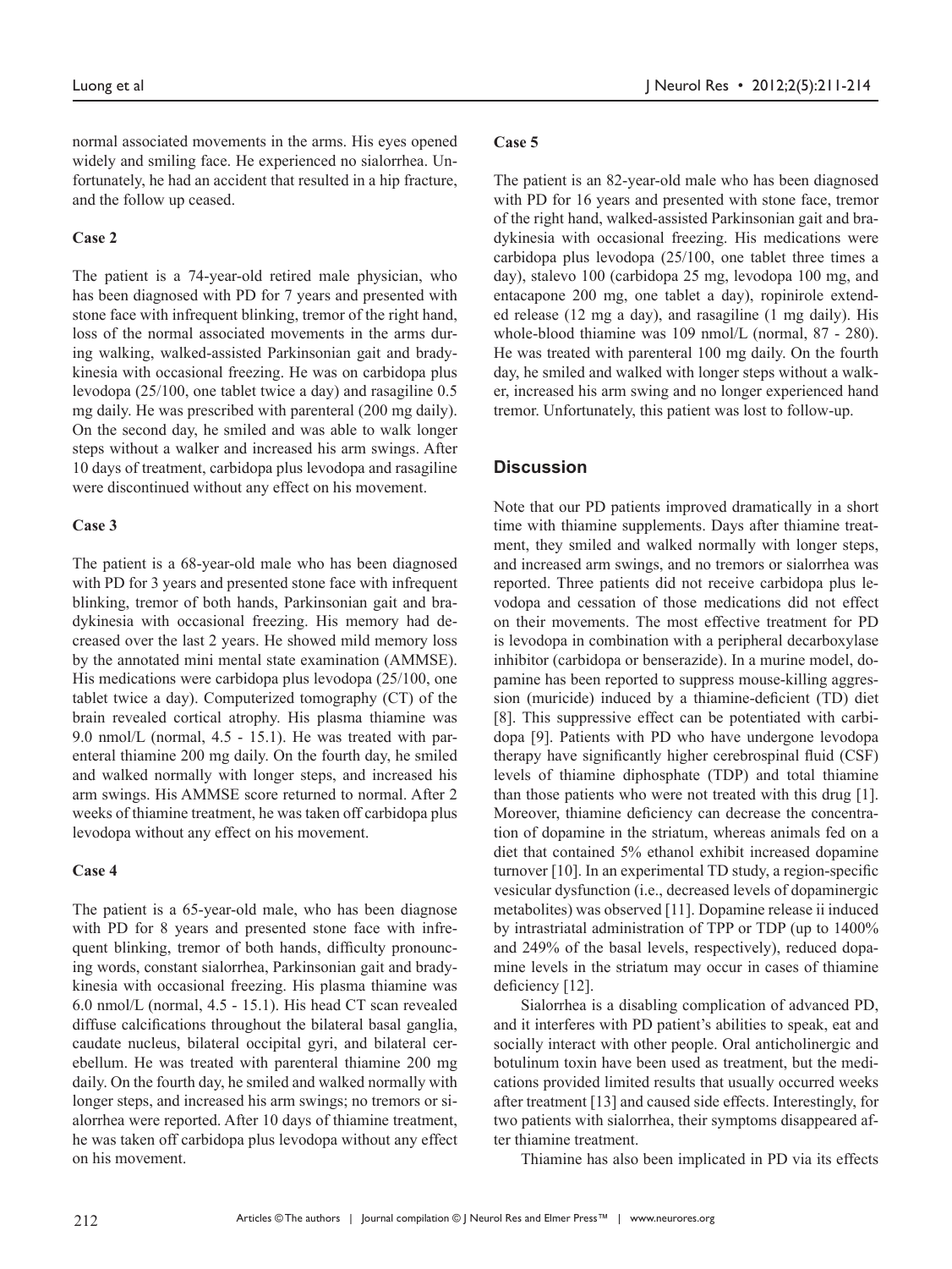normal associated movements in the arms. His eyes opened widely and smiling face. He experienced no sialorrhea. Unfortunately, he had an accident that resulted in a hip fracture, and the follow up ceased.

**Case 2**

The patient is a 74-year-old retired male physician, who has been diagnosed with PD for 7 years and presented with stone face with infrequent blinking, tremor of the right hand, loss of the normal associated movements in the arms during walking, walked-assisted Parkinsonian gait and bradykinesia with occasional freezing. He was on carbidopa plus levodopa (25/100, one tablet twice a day) and rasagiline 0.5 mg daily. He was prescribed with parenteral (200 mg daily). On the second day, he smiled and was able to walk longer steps without a walker and increased his arm swings. After 10 days of treatment, carbidopa plus levodopa and rasagiline were discontinued without any effect on his movement.

**Case 3**

The patient is a 68-year-old male who has been diagnosed with PD for 3 years and presented stone face with infrequent blinking, tremor of both hands, Parkinsonian gait and bradykinesia with occasional freezing. His memory had decreased over the last 2 years. He showed mild memory loss by the annotated mini mental state examination (AMMSE). His medications were carbidopa plus levodopa (25/100, one tablet twice a day). Computerized tomography (CT) of the brain revealed cortical atrophy. His plasma thiamine was 9.0 nmol/L (normal, 4.5 - 15.1). He was treated with parenteral thiamine 200 mg daily. On the fourth day, he smiled and walked normally with longer steps, and increased his arm swings. His AMMSE score returned to normal. After 2 weeks of thiamine treatment, he was taken off carbidopa plus levodopa without any effect on his movement.

**Case 4**

The patient is a 65-year-old male, who has been diagnose with PD for 8 years and presented stone face with infrequent blinking, tremor of both hands, difficulty pronouncing words, constant sialorrhea, Parkinsonian gait and bradykinesia with occasional freezing. His plasma thiamine was 6.0 nmol/L (normal, 4.5 - 15.1). His head CT scan revealed diffuse calcifications throughout the bilateral basal ganglia, caudate nucleus, bilateral occipital gyri, and bilateral cerebellum. He was treated with parenteral thiamine 200 mg daily. On the fourth day, he smiled and walked normally with longer steps, and increased his arm swings; no tremors or sialorrhea were reported. After 10 days of thiamine treatment, he was taken off carbidopa plus levodopa without any effect on his movement.

**Case 5**

The patient is an 82-year-old male who has been diagnosed with PD for 16 years and presented with stone face, tremor of the right hand, walked-assisted Parkinsonian gait and bradykinesia with occasional freezing. His medications were carbidopa plus levodopa (25/100, one tablet three times a day), stalevo 100 (carbidopa 25 mg, levodopa 100 mg, and entacapone 200 mg, one tablet a day), ropinirole extended release (12 mg a day), and rasagiline (1 mg daily). His whole-blood thiamine was 109 nmol/L (normal, 87 - 280). He was treated with parenteral 100 mg daily. On the fourth day, he smiled and walked with longer steps without a walker, increased his arm swing and no longer experienced hand tremor. Unfortunately, this patient was lost to follow-up.

## Discussion

Note that our PD patients improved dramatically in a short time with thiamine supplements. Days after thiamine treatment, they smiled and walked normally with longer steps, and increased arm swings, and no tremors or sialorrhea was reported. Three patients did not receive carbidopa plus levodopa and cessation of those medications did not effect on their movements. The most effective treatment for PD is levodopa in combination with a peripheral decarboxylase inhibitor (carbidopa or benserazide). In a murine model, dopamine has been reported to suppress mouse-killing aggression (muricide) induced by a thiamine-deficient (TD) diet [8]. This suppressive effect can be potentiated with carbidopa [9]. Patients with PD who have undergone levodopa therapy have significantly higher cerebrospinal fluid (CSF) levels of thiamine diphosphate (TDP) and total thiamine than those patients who were not treated with this drug [1]. Moreover, thiamine deficiency can decrease the concentration of dopamine in the striatum, whereas animals fed on a diet that contained 5% ethanol exhibit increased dopamine turnover [10]. In an experimental TD study, a region-specific vesicular dysfunction (i.e., decreased levels of dopaminergic metabolites) was observed [11]. Dopamine release ii induced by intrastriatal administration of TPP or TDP (up to 1400% and 249% of the basal levels, respectively), reduced dopamine levels in the striatum may occur in cases of thiamine deficiency [12].

Sialorrhea is a disabling complication of advanced PD, and it interferes with PD patient's abilities to speak, eat and socially interact with other people. Oral anticholinergic and botulinum toxin have been used as treatment, but the medications provided limited results that usually occurred weeks after treatment [13] and caused side effects. Interestingly, for two patients with sialorrhea, their symptoms disappeared after thiamine treatment.

Thiamine has also been implicated in PD via its effects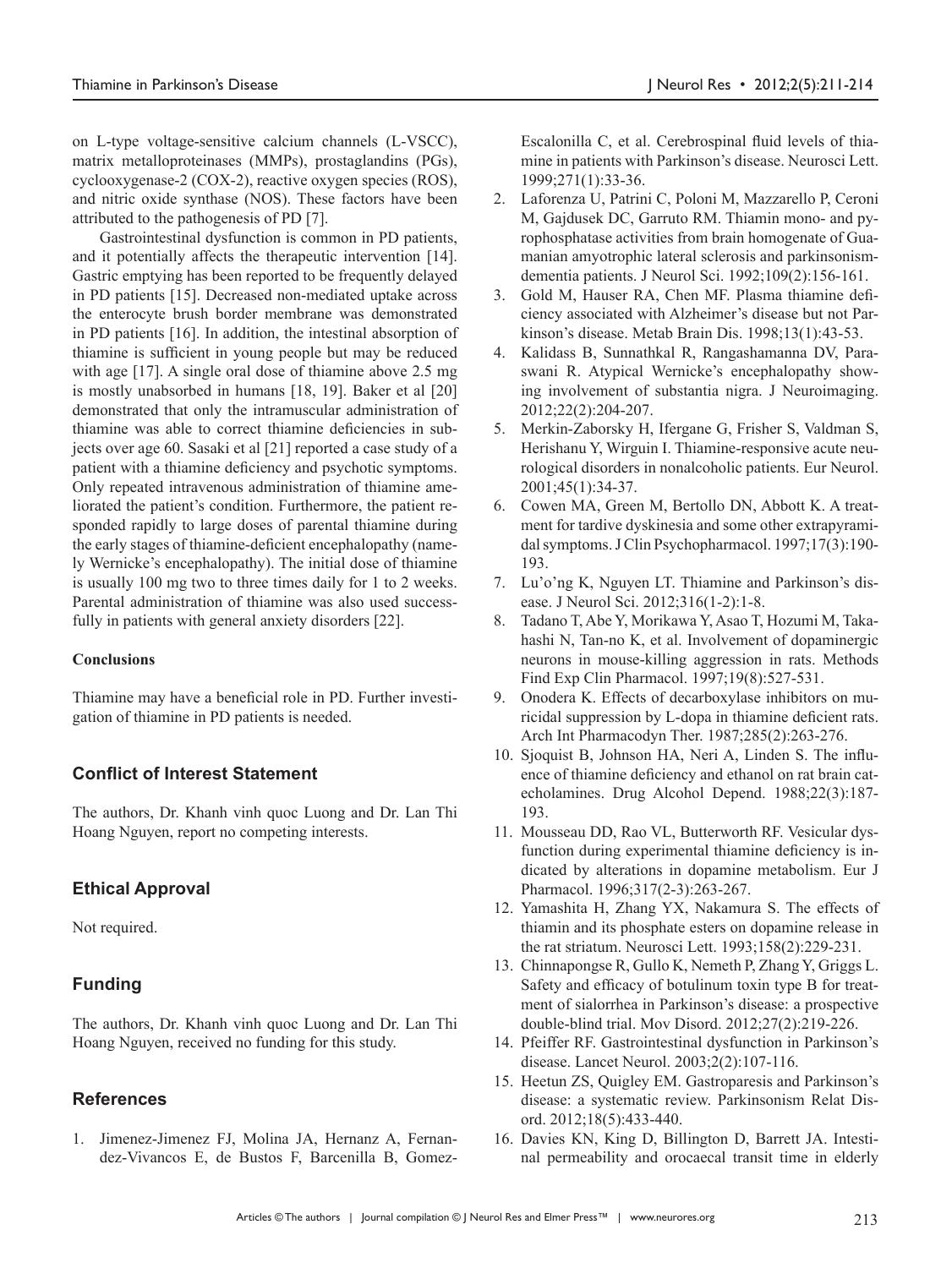on L-type voltage-sensitive calcium channels (L-VSCC), matrix metalloproteinases (MMPs), prostaglandins (PGs), cyclooxygenase-2 (COX-2), reactive oxygen species (ROS), and nitric oxide synthase (NOS). These factors have been attributed to the pathogenesis of PD [7].

Gastrointestinal dysfunction is common in PD patients, and it potentially affects the therapeutic intervention [14]. Gastric emptying has been reported to be frequently delayed in PD patients [15]. Decreased non-mediated uptake across the enterocyte brush border membrane was demonstrated in PD patients [16]. In addition, the intestinal absorption of thiamine is sufficient in young people but may be reduced with age [17]. A single oral dose of thiamine above 2.5 mg is mostly unabsorbed in humans [18, 19]. Baker et al [20] demonstrated that only the intramuscular administration of thiamine was able to correct thiamine deficiencies in subjects over age 60. Sasaki et al [21] reported a case study of a patient with a thiamine deficiency and psychotic symptoms. Only repeated intravenous administration of thiamine ameliorated the patient's condition. Furthermore, the patient responded rapidly to large doses of parental thiamine during the early stages of thiamine-deficient encephalopathy (namely Wernicke's encephalopathy). The initial dose of thiamine is usually 100 mg two to three times daily for 1 to 2 weeks. Parental administration of thiamine was also used successfully in patients with general anxiety disorders [22].

**Conclusions**

Thiamine may have a beneficial role in PD. Further investigation of thiamine in PD patients is needed.

## Conflict of Interest Statement

The authors, Dr. Khanh vinh quoc Luong and Dr. Lan Thi Hoang Nguyen, report no competing interests.

## Ethical Approval

Not required.

## Funding

The authors, Dr. Khanh vinh quoc Luong and Dr. Lan Thi Hoang Nguyen, received no funding for this study.

## References

1. Jimenez-Jimenez FJ, Molina JA, Hernanz A, Fernandez-Vivancos E, de Bustos F, Barcenilla B, Gomez-Escalonilla C, et al. Cerebrospinal fluid levels of thiamine in patients with Parkinson's disease. Neurosci Lett. 1999;271(1):33-36.
2. Laforenza U, Patrini C, Poloni M, Mazzarello P, Ceroni M, Gajdusek DC, Garruto RM. Thiamin mono- and pyrophosphatase activities from brain homogenate of Guamanian amyotrophic lateral sclerosis and parkinsonism-dementia patients. J Neurol Sci. 1992;109(2):156-161.
3. Gold M, Hauser RA, Chen MF. Plasma thiamine deficiency associated with Alzheimer's disease but not Parkinson's disease. Metab Brain Dis. 1998;13(1):43-53.
4. Kalidass B, Sunnathkal R, Rangashamanna DV, Paraswani R. Atypical Wernicke's encephalopathy showing involvement of substantia nigra. J Neuroimaging. 2012;22(2):204-207.
5. Merkin-Zaborsky H, Ifergane G, Frisher S, Valdman S, Herishanu Y, Wirguin I. Thiamine-responsive acute neurological disorders in nonalcoholic patients. Eur Neurol. 2001;45(1):34-37.
6. Cowen MA, Green M, Bertollo DN, Abbott K. A treatment for tardive dyskinesia and some other extrapyramidal symptoms. J Clin Psychopharmacol. 1997;17(3):190-193.
7. Lu'o'ng K, Nguyen LT. Thiamine and Parkinson's disease. J Neurol Sci. 2012;316(1-2):1-8.
8. Tadano T, Abe Y, Morikawa Y, Asao T, Hozumi M, Takahashi N, Tan-no K, et al. Involvement of dopaminergic neurons in mouse-killing aggression in rats. Methods Find Exp Clin Pharmacol. 1997;19(8):527-531.
9. Onodera K. Effects of decarboxylase inhibitors on muricidal suppression by L-dopa in thiamine deficient rats. Arch Int Pharmacodyn Ther. 1987;285(2):263-276.
10. Sjoquist B, Johnson HA, Neri A, Linden S. The influence of thiamine deficiency and ethanol on rat brain catecholamines. Drug Alcohol Depend. 1988;22(3):187-193.
11. Mousseau DD, Rao VL, Butterworth RF. Vesicular dysfunction during experimental thiamine deficiency is indicated by alterations in dopamine metabolism. Eur J Pharmacol. 1996;317(2-3):263-267.
12. Yamashita H, Zhang YX, Nakamura S. The effects of thiamin and its phosphate esters on dopamine release in the rat striatum. Neurosci Lett. 1993;158(2):229-231.
13. Chinnapongse R, Gullo K, Nemeth P, Zhang Y, Griggs L. Safety and efficacy of botulinum toxin type B for treatment of sialorrhea in Parkinson's disease: a prospective double-blind trial. Mov Disord. 2012;27(2):219-226.
14. Pfeiffer RF. Gastrointestinal dysfunction in Parkinson's disease. Lancet Neurol. 2003;2(2):107-116.
15. Heetun ZS, Quigley EM. Gastroparesis and Parkinson's disease: a systematic review. Parkinsonism Relat Disord. 2012;18(5):433-440.
16. Davies KN, King D, Billington D, Barrett JA. Intestinal permeability and orocaecal transit time in elderly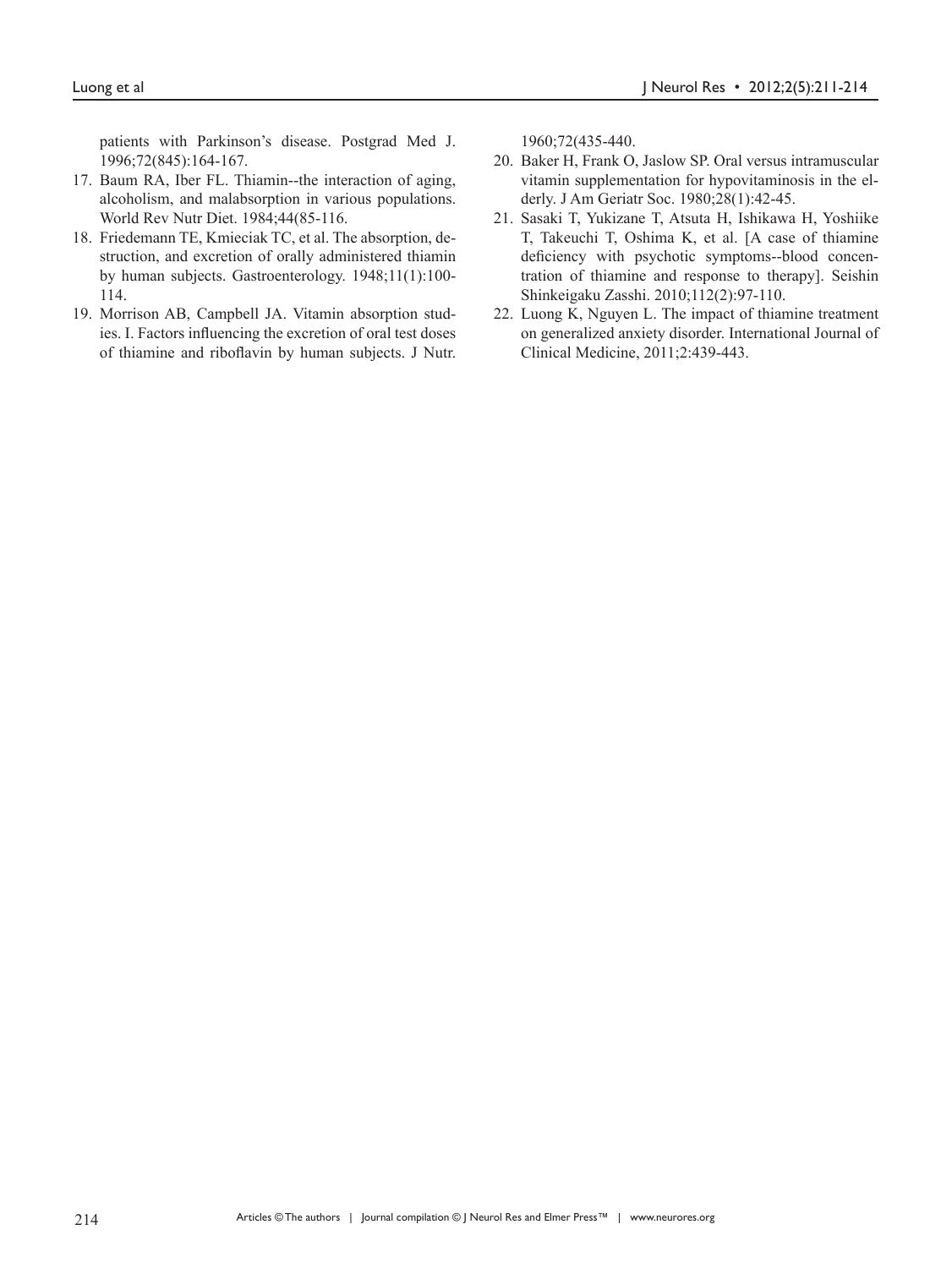patients with Parkinson's disease. Postgrad Med J. 1996;72(845):164-167.

17. Baum RA, Iber FL. Thiamin--the interaction of aging, alcoholism, and malabsorption in various populations. World Rev Nutr Diet. 1984;44(85-116.
18. Friedemann TE, Kmieciak TC, et al. The absorption, destruction, and excretion of orally administered thiamin by human subjects. Gastroenterology. 1948;11(1):100-114.
19. Morrison AB, Campbell JA. Vitamin absorption studies. I. Factors influencing the excretion of oral test doses of thiamine and riboflavin by human subjects. J Nutr. 1960;72(435-440.
20. Baker H, Frank O, Jaslow SP. Oral versus intramuscular vitamin supplementation for hypovitaminosis in the elderly. J Am Geriatr Soc. 1980;28(1):42-45.
21. Sasaki T, Yukizane T, Atsuta H, Ishikawa H, Yoshiike T, Takeuchi T, Oshima K, et al. [A case of thiamine deficiency with psychotic symptoms--blood concentration of thiamine and response to therapy]. Seishin Shinkeigaku Zasshi. 2010;112(2):97-110.
22. Luong K, Nguyen L. The impact of thiamine treatment on generalized anxiety disorder. International Journal of Clinical Medicine, 2011;2:439-443.